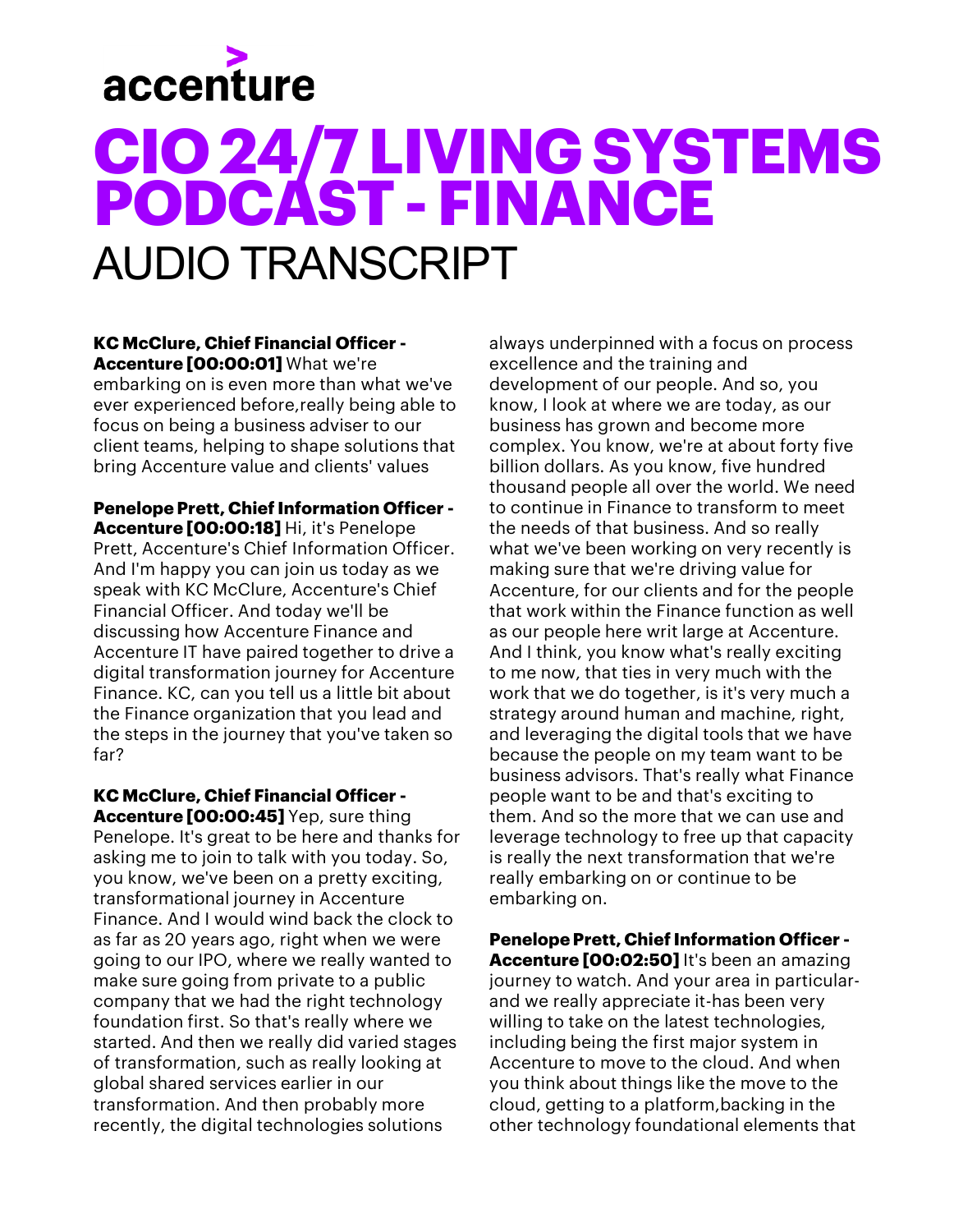accenture

# CIO 24/7 LIVING SYSTEMS PODCAST - FINANCE

## AUDIO TRANSCRIPT

**KC McClure, Chief Financial Officer - Accenture [00:00:01]** What we're embarking on is even more than what we've ever experienced before,really being able to focus on being a business adviser to our client teams, helping to shape solutions that bring Accenture value and clients' values

**Penelope Prett, Chief Information Officer - Accenture [00:00:18]** Hi, it's Penelope Prett, Accenture's Chief Information Officer. And I'm happy you can join us today as we speak with KC McClure, Accenture's Chief Financial Officer. And today we'll be discussing how Accenture Finance and Accenture IT have paired together to drive a digital transformation journey for Accenture Finance. KC, can you tell us a little bit about the Finance organization that you lead and the steps in the journey that you've taken so far?

**KC McClure, Chief Financial Officer - Accenture [00:00:45]** Yep, sure thing Penelope. It's great to be here and thanks for asking me to join to talk with you today. So, you know, we've been on a pretty exciting, transformational journey in Accenture Finance. And I would wind back the clock to as far as 20 years ago, right when we were going to our IPO, where we really wanted to make sure going from private to a public company that we had the right technology foundation first. So that's really where we started. And then we really did varied stages of transformation, such as really looking at global shared services earlier in our transformation. And then probably more recently, the digital technologies solutions always underpinned with a focus on process excellence and the training and development of our people. And so, you know, I look at where we are today, as our business has grown and become more complex. You know, we're at about forty five billion dollars. As you know, five hundred thousand people all over the world. We need to continue in Finance to transform to meet the needs of that business. And so really what we've been working on very recently is making sure that we're driving value for Accenture, for our clients and for the people that work within the Finance function as well as our people here writ large at Accenture. And I think, you know what's really exciting to me now, that ties in very much with the work that we do together, is it's very much a strategy around human and machine, right, and leveraging the digital tools that we have because the people on my team want to be business advisors. That's really what Finance people want to be and that's exciting to them. And so the more that we can use and leverage technology to free up that capacity is really the next transformation that we're really embarking on or continue to be embarking on.

**Penelope Prett, Chief Information Officer - Accenture [00:02:50]** It's been an amazing journey to watch. And your area in particular- and we really appreciate it-has been very willing to take on the latest technologies, including being the first major system in Accenture to move to the cloud. And when you think about things like the move to the cloud, getting to a platform,backing in the other technology foundational elements that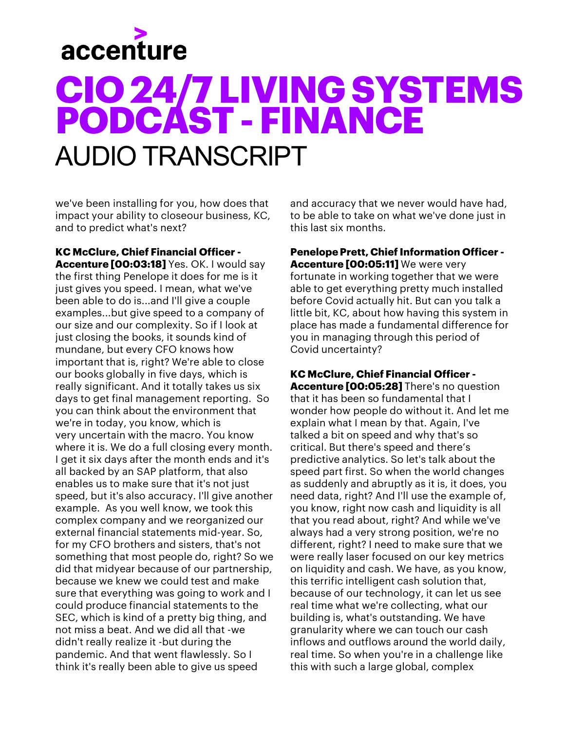we've been installing for you, how does that impact your ability to closeour business, KC, and to predict what's next?

**KC McClure, Chief Financial Officer - Accenture [00:03:18]** Yes. OK. I would say the first thing Penelope it does for me is it just gives you speed. I mean, what we've been able to do is...and I'll give a couple examples...but give speed to a company of our size and our complexity. So if I look at just closing the books, it sounds kind of mundane, but every CFO knows how important that is, right? We're able to close our books globally in five days, which is really significant. And it totally takes us six days to get final management reporting. So you can think about the environment that we're in today, you know, which is very uncertain with the macro. You know where it is. We do a full closing every month. I get it six days after the month ends and it's all backed by an SAP platform, that also enables us to make sure that it's not just speed, but it's also accuracy. I'll give another example. As you well know, we took this complex company and we reorganized our external financial statements mid-year. So, for my CFO brothers and sisters, that's not something that most people do, right? So we did that midyear because of our partnership, because we knew we could test and make sure that everything was going to work and I could produce financial statements to the SEC, which is kind of a pretty big thing, and not miss a beat. And we did all that -we didn't really realize it -but during the pandemic. And that went flawlessly. So I think it's really been able to give us speed and accuracy that we never would have had, to be able to take on what we've done just in this last six months.

**Penelope Prett, Chief Information Officer - Accenture [00:05:11]** We were very fortunate in working together that we were able to get everything pretty much installed before Covid actually hit. But can you talk a little bit, KC, about how having this system in place has made a fundamental difference for you in managing through this period of Covid uncertainty?

**KC McClure, Chief Financial Officer - Accenture [00:05:28]** There's no question that it has been so fundamental that I wonder how people do without it. And let me explain what I mean by that. Again, I've talked a bit on speed and why that's so critical. But there's speed and there's predictive analytics. So let's talk about the speed part first. So when the world changes as suddenly and abruptly as it is, it does, you need data, right? And I'll use the example of, you know, right now cash and liquidity is all that you read about, right? And while we've always had a very strong position, we're no different, right? I need to make sure that we were really laser focused on our key metrics on liquidity and cash. We have, as you know, this terrific intelligent cash solution that, because of our technology, it can let us see real time what we're collecting, what our building is, what's outstanding. We have granularity where we can touch our cash inflows and outflows around the world daily, real time. So when you're in a challenge like this with such a large global, complex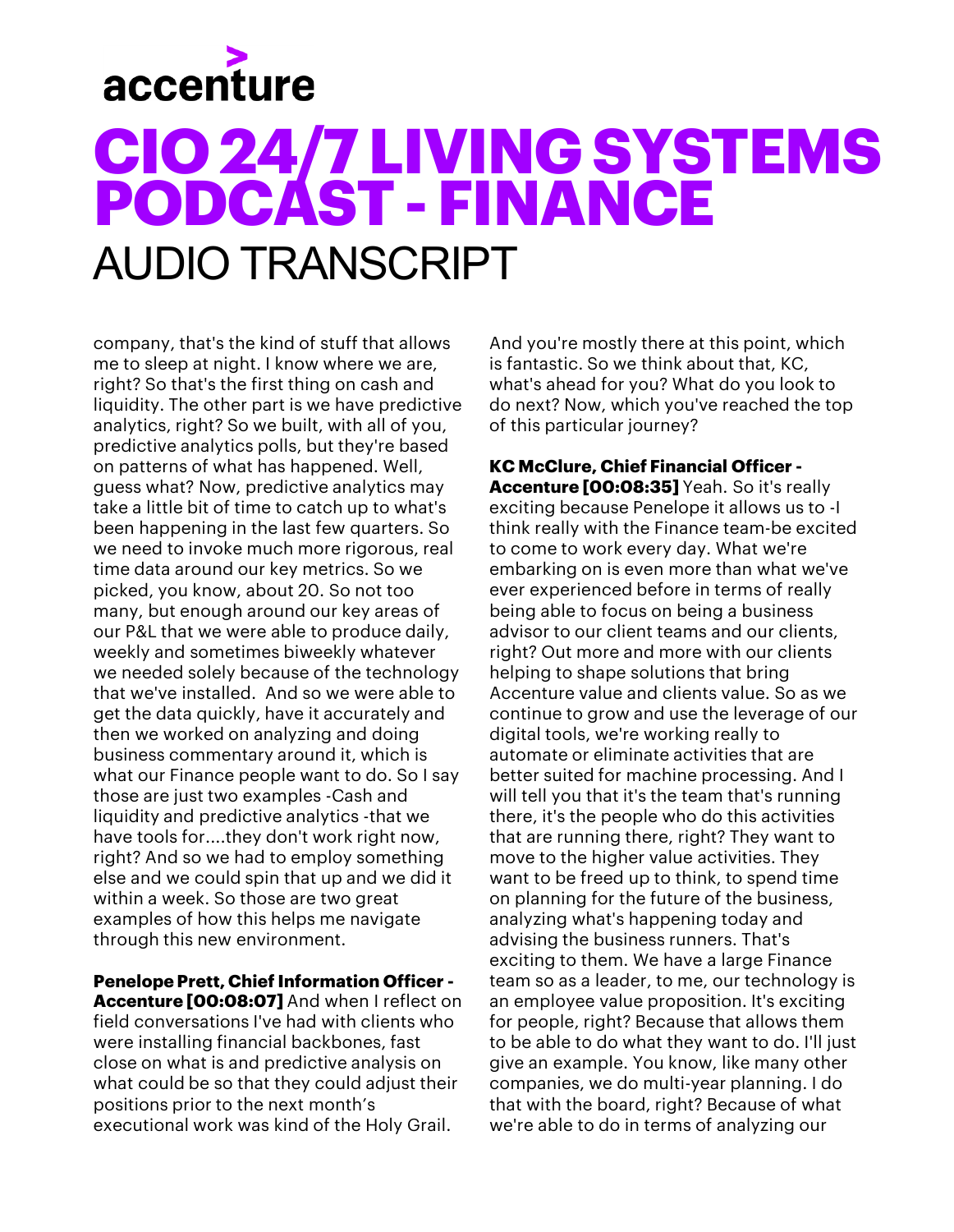company, that's the kind of stuff that allows me to sleep at night. I know where we are, right? So that's the first thing on cash and liquidity. The other part is we have predictive analytics, right? So we built, with all of you, predictive analytics polls, but they're based on patterns of what has happened. Well, guess what? Now, predictive analytics may take a little bit of time to catch up to what's been happening in the last few quarters. So we need to invoke much more rigorous, real time data around our key metrics. So we picked, you know, about 20. So not too many, but enough around our key areas of our P&L that we were able to produce daily, weekly and sometimes biweekly whatever we needed solely because of the technology that we've installed. And so we were able to get the data quickly, have it accurately and then we worked on analyzing and doing business commentary around it, which is what our Finance people want to do. So I say those are just two examples -Cash and liquidity and predictive analytics -that we have tools for....they don't work right now, right? And so we had to employ something else and we could spin that up and we did it within a week. So those are two great examples of how this helps me navigate through this new environment.

**Penelope Prett, Chief Information Officer - Accenture [00:08:07]** And when I reflect on field conversations I've had with clients who were installing financial backbones, fast close on what is and predictive analysis on what could be so that they could adjust their positions prior to the next month's executional work was kind of the Holy Grail. And you're mostly there at this point, which is fantastic. So we think about that, KC, what's ahead for you? What do you look to do next? Now, which you've reached the top of this particular journey?

**KC McClure, Chief Financial Officer - Accenture [00:08:35]** Yeah. So it's really exciting because Penelope it allows us to -I think really with the Finance team-be excited to come to work every day. What we're embarking on is even more than what we've ever experienced before in terms of really being able to focus on being a business advisor to our client teams and our clients, right? Out more and more with our clients helping to shape solutions that bring Accenture value and clients value. So as we continue to grow and use the leverage of our digital tools, we're working really to automate or eliminate activities that are better suited for machine processing. And I will tell you that it's the team that's running there, it's the people who do this activities that are running there, right? They want to move to the higher value activities. They want to be freed up to think, to spend time on planning for the future of the business, analyzing what's happening today and advising the business runners. That's exciting to them. We have a large Finance team so as a leader, to me, our technology is an employee value proposition. It's exciting for people, right? Because that allows them to be able to do what they want to do. I'll just give an example. You know, like many other companies, we do multi-year planning. I do that with the board, right? Because of what we're able to do in terms of analyzing our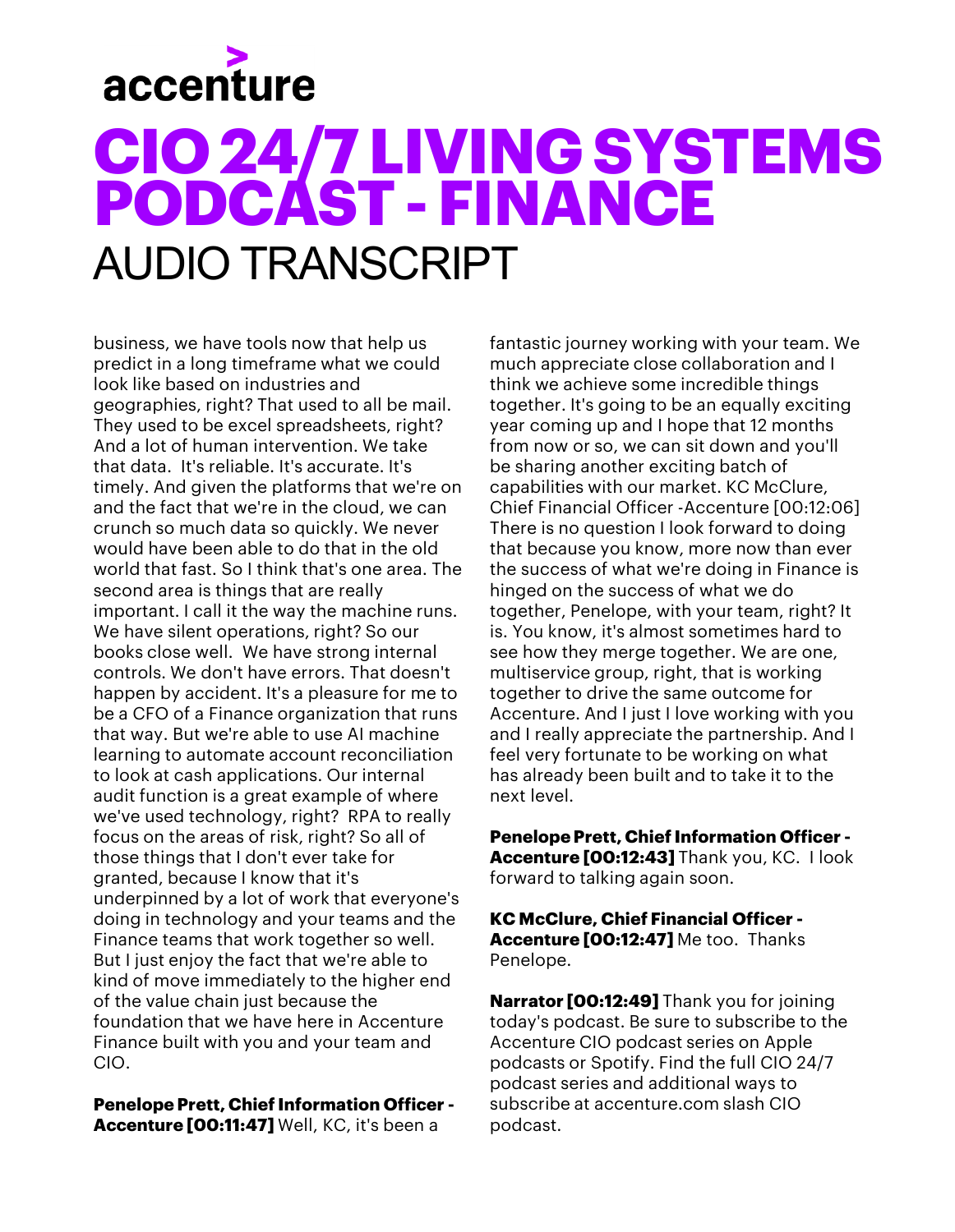business, we have tools now that help us predict in a long timeframe what we could look like based on industries and geographies, right? That used to all be mail. They used to be excel spreadsheets, right? And a lot of human intervention. We take that data. It's reliable. It's accurate. It's timely. And given the platforms that we're on and the fact that we're in the cloud, we can crunch so much data so quickly. We never would have been able to do that in the old world that fast. So I think that's one area. The second area is things that are really important. I call it the way the machine runs. We have silent operations, right? So our books close well. We have strong internal controls. We don't have errors. That doesn't happen by accident. It's a pleasure for me to be a CFO of a Finance organization that runs that way. But we're able to use AI machine learning to automate account reconciliation to look at cash applications. Our internal audit function is a great example of where we've used technology, right? RPA to really focus on the areas of risk, right? So all of those things that I don't ever take for granted, because I know that it's underpinned by a lot of work that everyone's doing in technology and your teams and the Finance teams that work together so well. But I just enjoy the fact that we're able to kind of move immediately to the higher end of the value chain just because the foundation that we have here in Accenture Finance built with you and your team and CIO.

**Penelope Prett, Chief Information Officer - Accenture [00:11:47]** Well, KC, it's been a fantastic journey working with your team. We much appreciate close collaboration and I think we achieve some incredible things together. It's going to be an equally exciting year coming up and I hope that 12 months from now or so, we can sit down and you'll be sharing another exciting batch of capabilities with our market. KC McClure, Chief Financial Officer -Accenture [00:12:06] There is no question I look forward to doing that because you know, more now than ever the success of what we're doing in Finance is hinged on the success of what we do together, Penelope, with your team, right? It is. You know, it's almost sometimes hard to see how they merge together. We are one, multiservice group, right, that is working together to drive the same outcome for Accenture. And I just I love working with you and I really appreciate the partnership. And I feel very fortunate to be working on what has already been built and to take it to the next level.

**Penelope Prett, Chief Information Officer - Accenture [00:12:43]** Thank you, KC. I look forward to talking again soon.

**KC McClure, Chief Financial Officer - Accenture [00:12:47]** Me too. Thanks Penelope.

**Narrator [00:12:49]** Thank you for joining today's podcast. Be sure to subscribe to the Accenture CIO podcast series on Apple podcasts or Spotify. Find the full CIO 24/7 podcast series and additional ways to subscribe at accenture.com slash CIO podcast.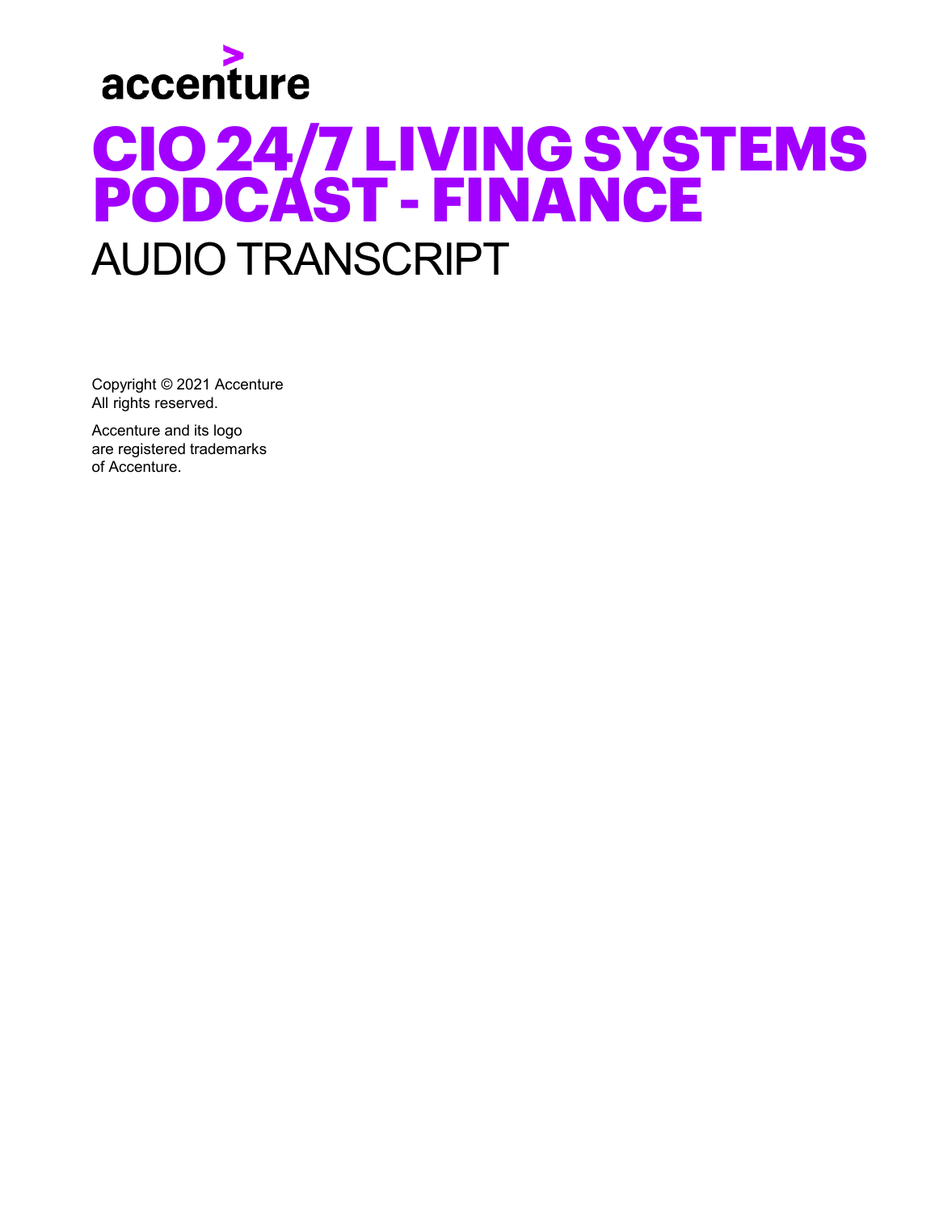accenture

# CIO 24/7 LIVING SYSTEMS PODCAST - FINANCE

## AUDIO TRANSCRIPT

Copyright © 2021 Accenture
All rights reserved.

Accenture and its logo
are registered trademarks
of Accenture.